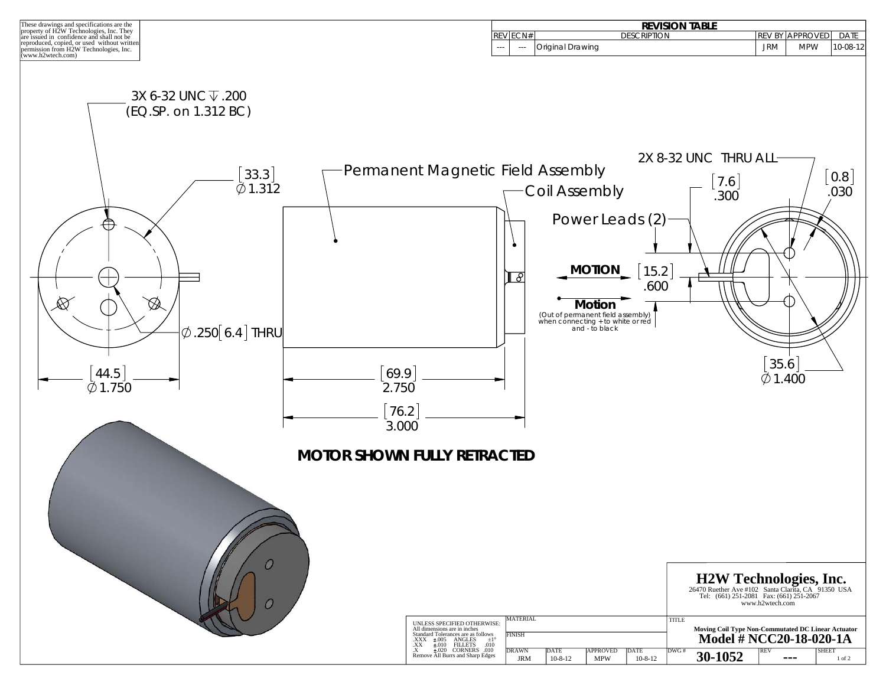These drawings and specifications are the property of H2W Technologies, Inc. They are issued in confidence and shall not be reproduced, copied, or used without written permission from H2W Technologies, Inc. (www.h2wtech.com)

| REVISION TABLE | | | | | |
|---|---|---|---|---|---|
| REV | ECN# | DESCRIPTION | REV BY | APPROVED | DATE |
| --- | --- | Original Drawing | JRM | MPW | 10-08-12 |

3X 6-32 UNC ↧ .200
(EQ.SP. on 1.312 BC)

[33.3]
∅ 1.312

∅ .250 [6.4] THRU

[44.5]
∅ 1.750

Permanent Magnetic Field Assembly

Coil Assembly

Power Leads (2)

**MOTION**

**Motion**

(Out of permanent field assembly) when connecting + to white or red and - to black

[69.9]
2.750

[76.2]
3.000

**MOTOR SHOWN FULLY RETRACTED**

2X 8-32 UNC THRU ALL

[7.6]
.300

[0.8]
.030

[15.2]
.600

[35.6]
∅ 1.400

**H2W Technologies, Inc.**
26470 Ruether Ave #102 Santa Clarita, CA 91350 USA
Tel: (661) 251-2081 Fax: (661) 251-2067
www.h2wtech.com

UNLESS SPECIFIED OTHERWISE:
All dimensions are in inches
Standard Tolerances are as follows
.XXX ±.005 ANGLES ±1°
.XX ±.010 FILLETS .010
.X ±.020 CORNERS .010
Remove All Burrs and Sharp Edges

| MATERIAL | | | |
|---|---|---|---|
| FINISH | | | |
| DRAWN | DATE | APPROVED | DATE |
| JRM | 10-8-12 | MPW | 10-8-12 |

TITLE
Moving Coil Type Non-Commutated DC Linear Actuator
**Model # NCC20-18-020-1A**

| DWG # | REV | SHEET |
|---|---|---|
| 30-1052 | --- | 1 of 2 |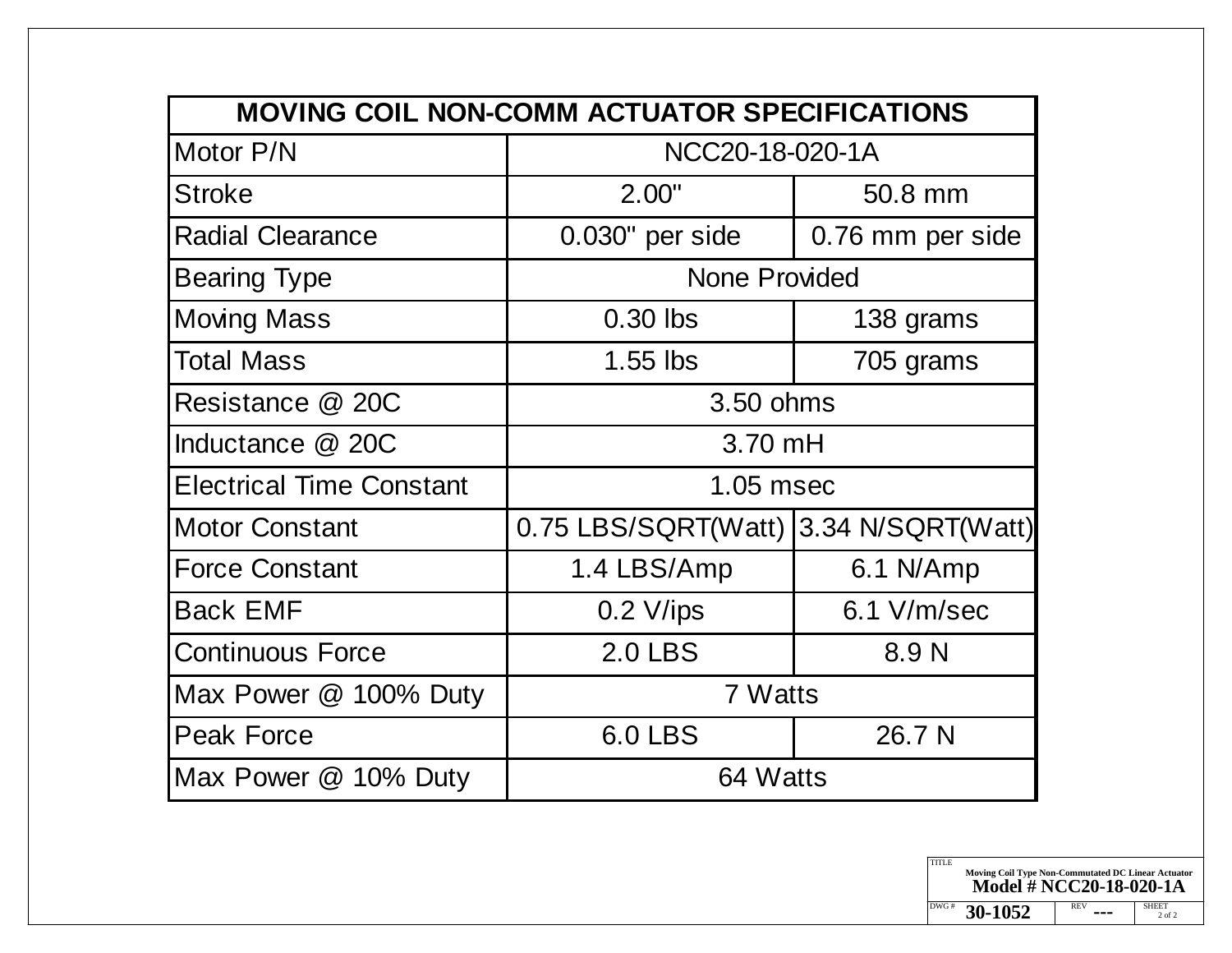| MOVING COIL NON-COMM ACTUATOR SPECIFICATIONS | | |
|---|---|---|
| Motor P/N | NCC20-18-020-1A | |
| Stroke | 2.00" | 50.8 mm |
| Radial Clearance | 0.030" per side | 0.76 mm per side |
| Bearing Type | None Provided | |
| Moving Mass | 0.30 lbs | 138 grams |
| Total Mass | 1.55 lbs | 705 grams |
| Resistance @ 20C | 3.50 ohms | |
| Inductance @ 20C | 3.70 mH | |
| Electrical Time Constant | 1.05 msec | |
| Motor Constant | 0.75 LBS/SQRT(Watt) | 3.34 N/SQRT(Watt) |
| Force Constant | 1.4 LBS/Amp | 6.1 N/Amp |
| Back EMF | 0.2 V/ips | 6.1 V/m/sec |
| Continuous Force | 2.0 LBS | 8.9 N |
| Max Power @ 100% Duty | 7 Watts | |
| Peak Force | 6.0 LBS | 26.7 N |
| Max Power @ 10% Duty | 64 Watts | |

TITLE
Moving Coil Type Non-Commutated DC Linear Actuator
**Model # NCC20-18-020-1A**

DWG # **30-1052** REV **---**